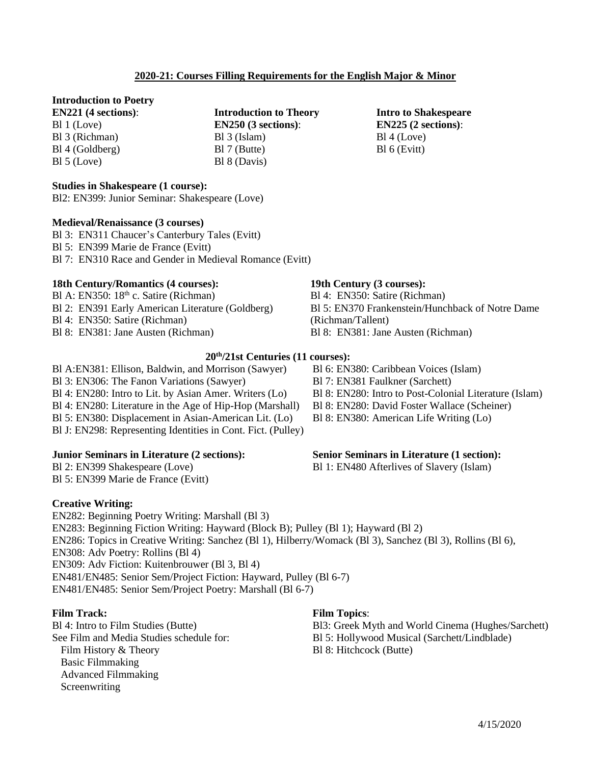## 2020-21: Courses Filling Requirements for the English Major & Minor

**Introduction to Poetry**
**EN221 (4 sections)**:
Bl 1 (Love)
Bl 3 (Richman)
Bl 4 (Goldberg)
Bl 5 (Love)

**Introduction to Theory**
**EN250 (3 sections)**:
Bl 3 (Islam)
Bl 7 (Butte)
Bl 8 (Davis)

**Intro to Shakespeare**
**EN225 (2 sections)**:
Bl 4 (Love)
Bl 6 (Evitt)

**Studies in Shakespeare (1 course):**
Bl2: EN399: Junior Seminar: Shakespeare (Love)

**Medieval/Renaissance (3 courses)**
Bl 3: EN311 Chaucer's Canterbury Tales (Evitt)
Bl 5: EN399 Marie de France (Evitt)
Bl 7: EN310 Race and Gender in Medieval Romance (Evitt)

**18th Century/Romantics (4 courses):**
Bl A: EN350: 18th c. Satire (Richman)
Bl 2: EN391 Early American Literature (Goldberg)
Bl 4: EN350: Satire (Richman)
Bl 8: EN381: Jane Austen (Richman)

**19th Century (3 courses):**
Bl 4: EN350: Satire (Richman)
Bl 5: EN370 Frankenstein/Hunchback of Notre Dame (Richman/Tallent)
Bl 8: EN381: Jane Austen (Richman)

**20th/21st Centuries (11 courses):**
Bl A:EN381: Ellison, Baldwin, and Morrison (Sawyer)
Bl 3: EN306: The Fanon Variations (Sawyer)
Bl 4: EN280: Intro to Lit. by Asian Amer. Writers (Lo)
Bl 4: EN280: Literature in the Age of Hip-Hop (Marshall)
Bl 5: EN380: Displacement in Asian-American Lit. (Lo)
Bl J: EN298: Representing Identities in Cont. Fict. (Pulley)
Bl 6: EN380: Caribbean Voices (Islam)
Bl 7: EN381 Faulkner (Sarchett)
Bl 8: EN280: Intro to Post-Colonial Literature (Islam)
Bl 8: EN280: David Foster Wallace (Scheiner)
Bl 8: EN380: American Life Writing (Lo)

**Junior Seminars in Literature (2 sections):**
Bl 2: EN399 Shakespeare (Love)
Bl 5: EN399 Marie de France (Evitt)

**Senior Seminars in Literature (1 section):**
Bl 1: EN480 Afterlives of Slavery (Islam)

**Creative Writing:**
EN282: Beginning Poetry Writing: Marshall (Bl 3)
EN283: Beginning Fiction Writing: Hayward (Block B); Pulley (Bl 1); Hayward (Bl 2)
EN286: Topics in Creative Writing: Sanchez (Bl 1), Hilberry/Womack (Bl 3), Sanchez (Bl 3), Rollins (Bl 6),
EN308: Adv Poetry: Rollins (Bl 4)
EN309: Adv Fiction: Kuitenbrouwer (Bl 3, Bl 4)
EN481/EN485: Senior Sem/Project Fiction: Hayward, Pulley (Bl 6-7)
EN481/EN485: Senior Sem/Project Poetry: Marshall (Bl 6-7)

**Film Track:**
Bl 4: Intro to Film Studies (Butte)
See Film and Media Studies schedule for:
- Film History & Theory
- Basic Filmmaking
- Advanced Filmmaking
- Screenwriting

**Film Topics**:
Bl3: Greek Myth and World Cinema (Hughes/Sarchett)
Bl 5: Hollywood Musical (Sarchett/Lindblade)
Bl 8: Hitchcock (Butte)

4/15/2020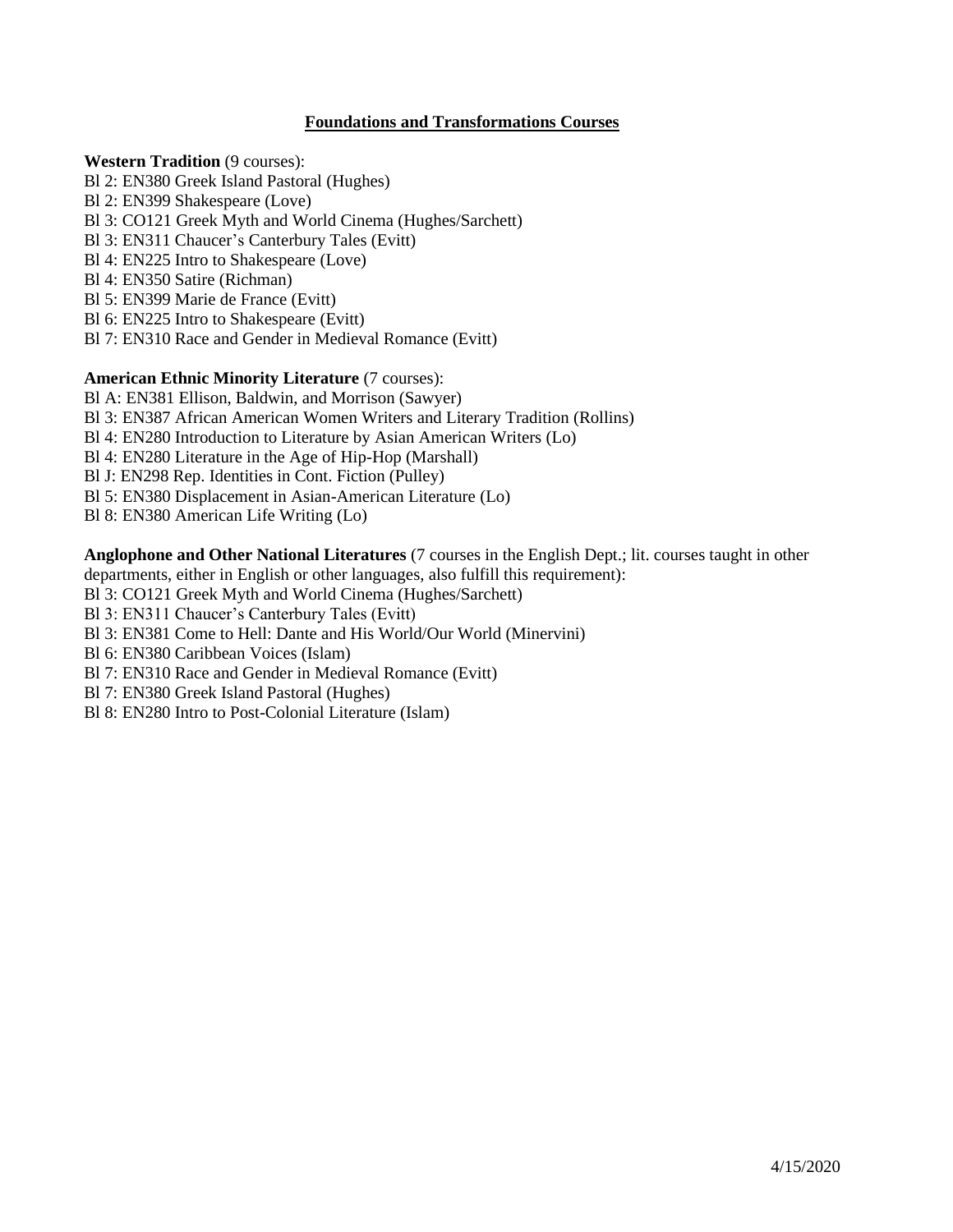# Foundations and Transformations Courses

**Western Tradition** (9 courses):

Bl 2: EN380 Greek Island Pastoral (Hughes)
Bl 2: EN399 Shakespeare (Love)
Bl 3: CO121 Greek Myth and World Cinema (Hughes/Sarchett)
Bl 3: EN311 Chaucer's Canterbury Tales (Evitt)
Bl 4: EN225 Intro to Shakespeare (Love)
Bl 4: EN350 Satire (Richman)
Bl 5: EN399 Marie de France (Evitt)
Bl 6: EN225 Intro to Shakespeare (Evitt)
Bl 7: EN310 Race and Gender in Medieval Romance (Evitt)

**American Ethnic Minority Literature** (7 courses):

Bl A: EN381 Ellison, Baldwin, and Morrison (Sawyer)
Bl 3: EN387 African American Women Writers and Literary Tradition (Rollins)
Bl 4: EN280 Introduction to Literature by Asian American Writers (Lo)
Bl 4: EN280 Literature in the Age of Hip-Hop (Marshall)
Bl J: EN298 Rep. Identities in Cont. Fiction (Pulley)
Bl 5: EN380 Displacement in Asian-American Literature (Lo)
Bl 8: EN380 American Life Writing (Lo)

**Anglophone and Other National Literatures** (7 courses in the English Dept.; lit. courses taught in other departments, either in English or other languages, also fulfill this requirement):

Bl 3: CO121 Greek Myth and World Cinema (Hughes/Sarchett)
Bl 3: EN311 Chaucer's Canterbury Tales (Evitt)
Bl 3: EN381 Come to Hell: Dante and His World/Our World (Minervini)
Bl 6: EN380 Caribbean Voices (Islam)
Bl 7: EN310 Race and Gender in Medieval Romance (Evitt)
Bl 7: EN380 Greek Island Pastoral (Hughes)
Bl 8: EN280 Intro to Post-Colonial Literature (Islam)

4/15/2020